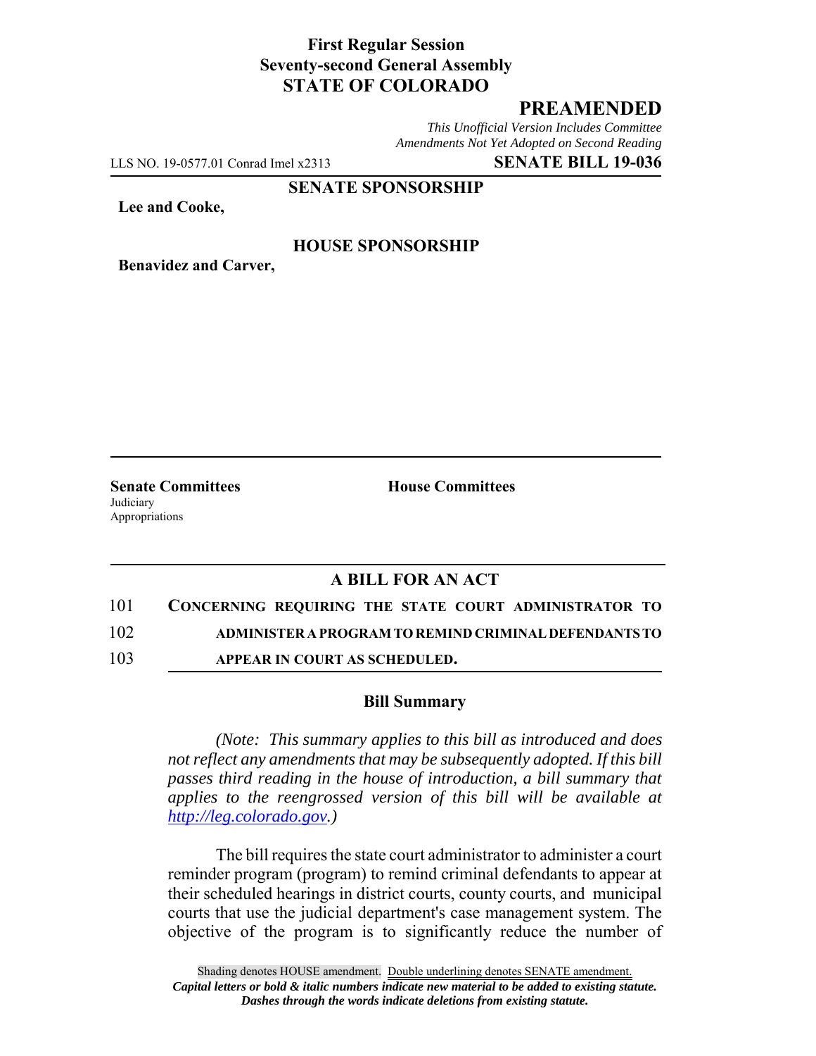**First Regular Session**
**Seventy-second General Assembly**
**STATE OF COLORADO**

# PREAMENDED

*This Unofficial Version Includes Committee Amendments Not Yet Adopted on Second Reading*

LLS NO. 19-0577.01 Conrad Imel x2313 **SENATE BILL 19-036**

**SENATE SPONSORSHIP**

**Lee and Cooke,**

**HOUSE SPONSORSHIP**

**Benavidez and Carver,**

**Senate Committees**
Judiciary
Appropriations

**House Committees**

## A BILL FOR AN ACT

101 **CONCERNING REQUIRING THE STATE COURT ADMINISTRATOR TO**
102 **ADMINISTER A PROGRAM TO REMIND CRIMINAL DEFENDANTS TO**
103 **APPEAR IN COURT AS SCHEDULED.**

### Bill Summary

*(Note: This summary applies to this bill as introduced and does not reflect any amendments that may be subsequently adopted. If this bill passes third reading in the house of introduction, a bill summary that applies to the reengrossed version of this bill will be available at http://leg.colorado.gov.)*

The bill requires the state court administrator to administer a court reminder program (program) to remind criminal defendants to appear at their scheduled hearings in district courts, county courts, and municipal courts that use the judicial department's case management system. The objective of the program is to significantly reduce the number of

Shading denotes HOUSE amendment. Double underlining denotes SENATE amendment.
*Capital letters or bold & italic numbers indicate new material to be added to existing statute.*
*Dashes through the words indicate deletions from existing statute.*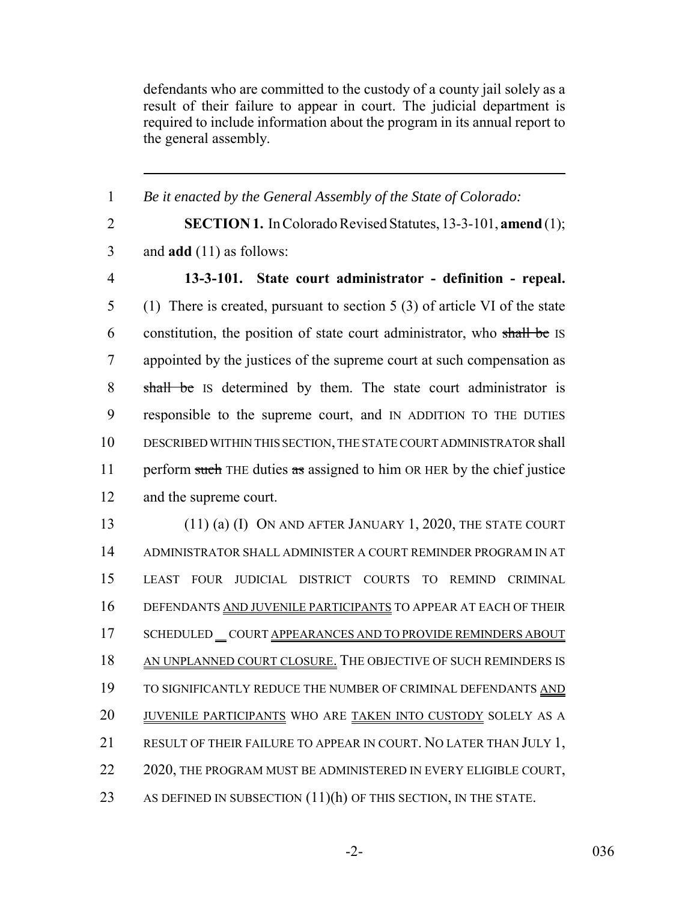defendants who are committed to the custody of a county jail solely as a result of their failure to appear in court. The judicial department is required to include information about the program in its annual report to the general assembly.

---

1 *Be it enacted by the General Assembly of the State of Colorado:*

2 **SECTION 1.** In Colorado Revised Statutes, 13-3-101, **amend** (1);
3 and **add** (11) as follows:

4 **13-3-101. State court administrator - definition - repeal.**
5 (1) There is created, pursuant to section 5 (3) of article VI of the state
6 constitution, the position of state court administrator, who ~~shall be~~ IS
7 appointed by the justices of the supreme court at such compensation as
8 ~~shall be~~ IS determined by them. The state court administrator is
9 responsible to the supreme court, and IN ADDITION TO THE DUTIES
10 DESCRIBED WITHIN THIS SECTION, THE STATE COURT ADMINISTRATOR shall
11 perform ~~such~~ THE duties ~~as~~ assigned to him OR HER by the chief justice
12 and the supreme court.

13 (11) (a) (I) ON AND AFTER JANUARY 1, 2020, THE STATE COURT
14 ADMINISTRATOR SHALL ADMINISTER A COURT REMINDER PROGRAM IN AT
15 LEAST FOUR JUDICIAL DISTRICT COURTS TO REMIND CRIMINAL
16 DEFENDANTS AND JUVENILE PARTICIPANTS TO APPEAR AT EACH OF THEIR
17 SCHEDULED COURT APPEARANCES AND TO PROVIDE REMINDERS ABOUT
18 AN UNPLANNED COURT CLOSURE. THE OBJECTIVE OF SUCH REMINDERS IS
19 TO SIGNIFICANTLY REDUCE THE NUMBER OF CRIMINAL DEFENDANTS AND
20 JUVENILE PARTICIPANTS WHO ARE TAKEN INTO CUSTODY SOLELY AS A
21 RESULT OF THEIR FAILURE TO APPEAR IN COURT. NO LATER THAN JULY 1,
22 2020, THE PROGRAM MUST BE ADMINISTERED IN EVERY ELIGIBLE COURT,
23 AS DEFINED IN SUBSECTION (11)(h) OF THIS SECTION, IN THE STATE.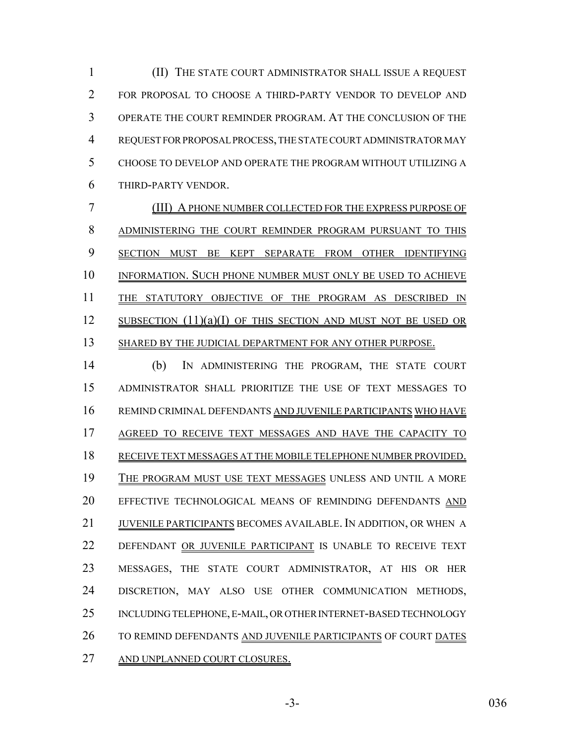(II) THE STATE COURT ADMINISTRATOR SHALL ISSUE A REQUEST FOR PROPOSAL TO CHOOSE A THIRD-PARTY VENDOR TO DEVELOP AND OPERATE THE COURT REMINDER PROGRAM. AT THE CONCLUSION OF THE REQUEST FOR PROPOSAL PROCESS, THE STATE COURT ADMINISTRATOR MAY CHOOSE TO DEVELOP AND OPERATE THE PROGRAM WITHOUT UTILIZING A THIRD-PARTY VENDOR.

(III) A PHONE NUMBER COLLECTED FOR THE EXPRESS PURPOSE OF ADMINISTERING THE COURT REMINDER PROGRAM PURSUANT TO THIS SECTION MUST BE KEPT SEPARATE FROM OTHER IDENTIFYING INFORMATION. SUCH PHONE NUMBER MUST ONLY BE USED TO ACHIEVE THE STATUTORY OBJECTIVE OF THE PROGRAM AS DESCRIBED IN SUBSECTION (11)(a)(I) OF THIS SECTION AND MUST NOT BE USED OR SHARED BY THE JUDICIAL DEPARTMENT FOR ANY OTHER PURPOSE.

(b) IN ADMINISTERING THE PROGRAM, THE STATE COURT ADMINISTRATOR SHALL PRIORITIZE THE USE OF TEXT MESSAGES TO REMIND CRIMINAL DEFENDANTS AND JUVENILE PARTICIPANTS WHO HAVE AGREED TO RECEIVE TEXT MESSAGES AND HAVE THE CAPACITY TO RECEIVE TEXT MESSAGES AT THE MOBILE TELEPHONE NUMBER PROVIDED. THE PROGRAM MUST USE TEXT MESSAGES UNLESS AND UNTIL A MORE EFFECTIVE TECHNOLOGICAL MEANS OF REMINDING DEFENDANTS AND JUVENILE PARTICIPANTS BECOMES AVAILABLE. IN ADDITION, OR WHEN A DEFENDANT OR JUVENILE PARTICIPANT IS UNABLE TO RECEIVE TEXT MESSAGES, THE STATE COURT ADMINISTRATOR, AT HIS OR HER DISCRETION, MAY ALSO USE OTHER COMMUNICATION METHODS, INCLUDING TELEPHONE, E-MAIL, OR OTHER INTERNET-BASED TECHNOLOGY TO REMIND DEFENDANTS AND JUVENILE PARTICIPANTS OF COURT DATES AND UNPLANNED COURT CLOSURES.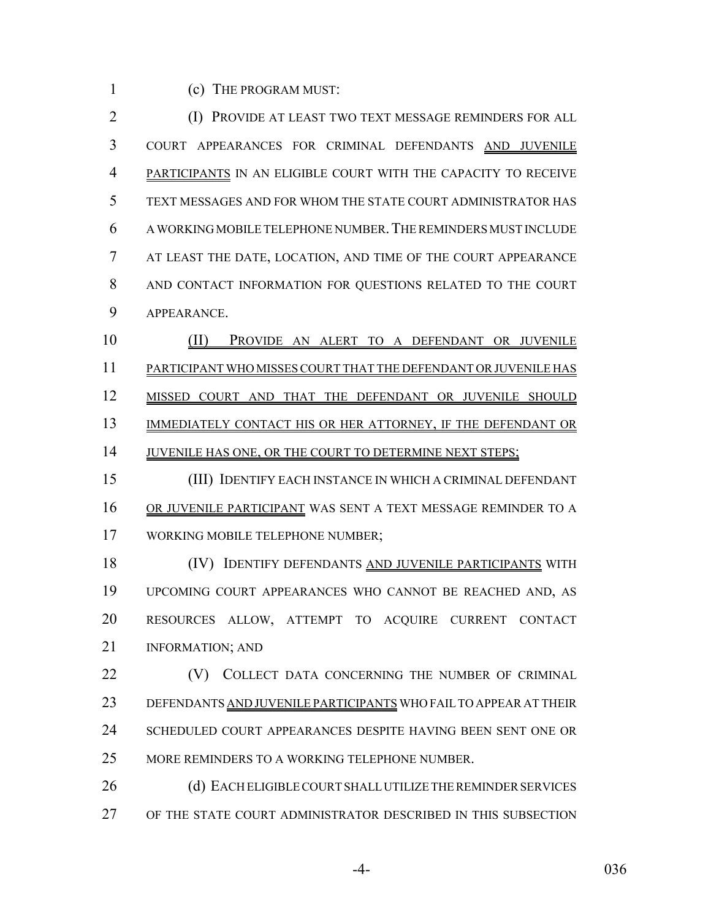(c) THE PROGRAM MUST:

(I) PROVIDE AT LEAST TWO TEXT MESSAGE REMINDERS FOR ALL COURT APPEARANCES FOR CRIMINAL DEFENDANTS AND JUVENILE PARTICIPANTS IN AN ELIGIBLE COURT WITH THE CAPACITY TO RECEIVE TEXT MESSAGES AND FOR WHOM THE STATE COURT ADMINISTRATOR HAS A WORKING MOBILE TELEPHONE NUMBER. THE REMINDERS MUST INCLUDE AT LEAST THE DATE, LOCATION, AND TIME OF THE COURT APPEARANCE AND CONTACT INFORMATION FOR QUESTIONS RELATED TO THE COURT APPEARANCE.

(II) PROVIDE AN ALERT TO A DEFENDANT OR JUVENILE PARTICIPANT WHO MISSES COURT THAT THE DEFENDANT OR JUVENILE HAS MISSED COURT AND THAT THE DEFENDANT OR JUVENILE SHOULD IMMEDIATELY CONTACT HIS OR HER ATTORNEY, IF THE DEFENDANT OR JUVENILE HAS ONE, OR THE COURT TO DETERMINE NEXT STEPS;

(III) IDENTIFY EACH INSTANCE IN WHICH A CRIMINAL DEFENDANT OR JUVENILE PARTICIPANT WAS SENT A TEXT MESSAGE REMINDER TO A WORKING MOBILE TELEPHONE NUMBER;

(IV) IDENTIFY DEFENDANTS AND JUVENILE PARTICIPANTS WITH UPCOMING COURT APPEARANCES WHO CANNOT BE REACHED AND, AS RESOURCES ALLOW, ATTEMPT TO ACQUIRE CURRENT CONTACT INFORMATION; AND

(V) COLLECT DATA CONCERNING THE NUMBER OF CRIMINAL DEFENDANTS AND JUVENILE PARTICIPANTS WHO FAIL TO APPEAR AT THEIR SCHEDULED COURT APPEARANCES DESPITE HAVING BEEN SENT ONE OR MORE REMINDERS TO A WORKING TELEPHONE NUMBER.

(d) EACH ELIGIBLE COURT SHALL UTILIZE THE REMINDER SERVICES OF THE STATE COURT ADMINISTRATOR DESCRIBED IN THIS SUBSECTION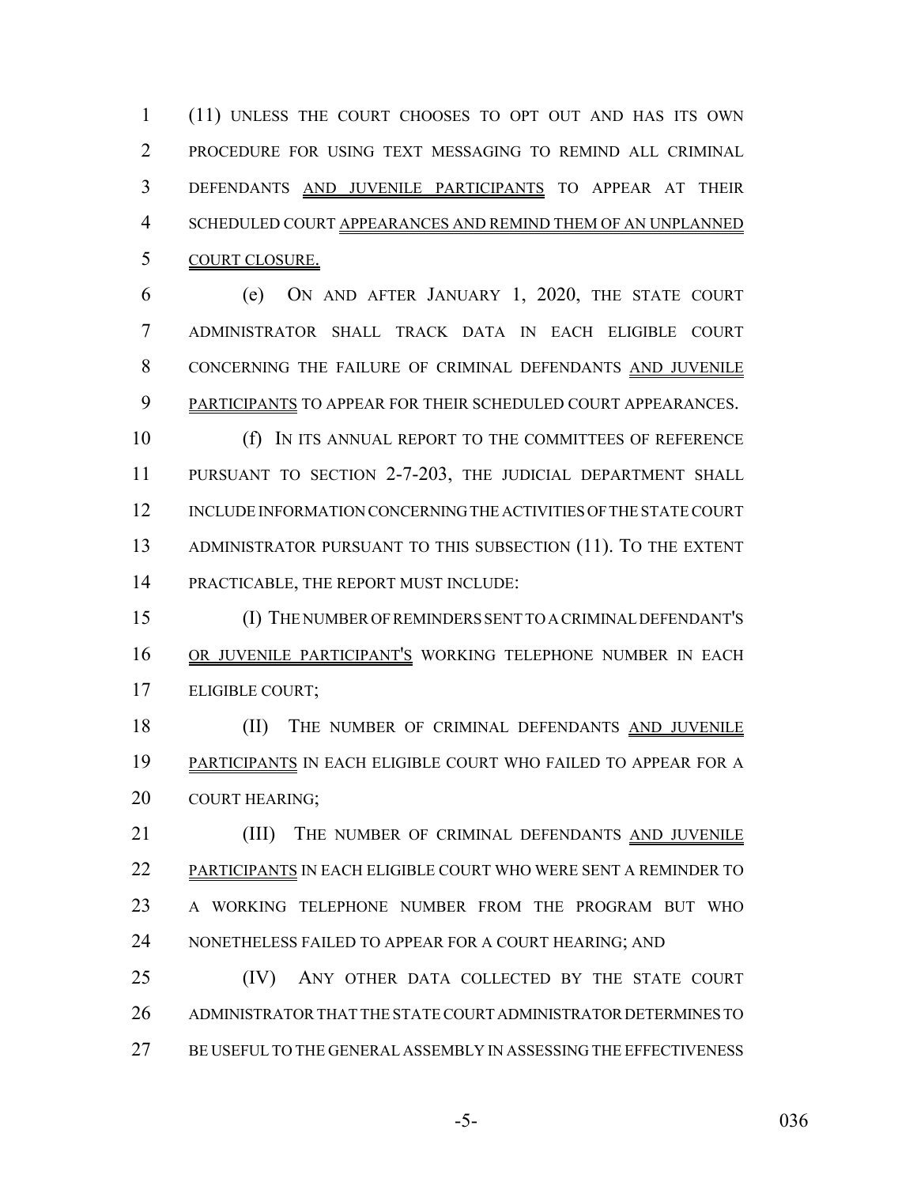(11) UNLESS THE COURT CHOOSES TO OPT OUT AND HAS ITS OWN PROCEDURE FOR USING TEXT MESSAGING TO REMIND ALL CRIMINAL DEFENDANTS AND JUVENILE PARTICIPANTS TO APPEAR AT THEIR SCHEDULED COURT APPEARANCES AND REMIND THEM OF AN UNPLANNED COURT CLOSURE.

(e) ON AND AFTER JANUARY 1, 2020, THE STATE COURT ADMINISTRATOR SHALL TRACK DATA IN EACH ELIGIBLE COURT CONCERNING THE FAILURE OF CRIMINAL DEFENDANTS AND JUVENILE PARTICIPANTS TO APPEAR FOR THEIR SCHEDULED COURT APPEARANCES.

(f) IN ITS ANNUAL REPORT TO THE COMMITTEES OF REFERENCE PURSUANT TO SECTION 2-7-203, THE JUDICIAL DEPARTMENT SHALL INCLUDE INFORMATION CONCERNING THE ACTIVITIES OF THE STATE COURT ADMINISTRATOR PURSUANT TO THIS SUBSECTION (11). TO THE EXTENT PRACTICABLE, THE REPORT MUST INCLUDE:

(I) THE NUMBER OF REMINDERS SENT TO A CRIMINAL DEFENDANT'S OR JUVENILE PARTICIPANT'S WORKING TELEPHONE NUMBER IN EACH ELIGIBLE COURT;

(II) THE NUMBER OF CRIMINAL DEFENDANTS AND JUVENILE PARTICIPANTS IN EACH ELIGIBLE COURT WHO FAILED TO APPEAR FOR A COURT HEARING;

(III) THE NUMBER OF CRIMINAL DEFENDANTS AND JUVENILE PARTICIPANTS IN EACH ELIGIBLE COURT WHO WERE SENT A REMINDER TO A WORKING TELEPHONE NUMBER FROM THE PROGRAM BUT WHO NONETHELESS FAILED TO APPEAR FOR A COURT HEARING; AND

(IV) ANY OTHER DATA COLLECTED BY THE STATE COURT ADMINISTRATOR THAT THE STATE COURT ADMINISTRATOR DETERMINES TO BE USEFUL TO THE GENERAL ASSEMBLY IN ASSESSING THE EFFECTIVENESS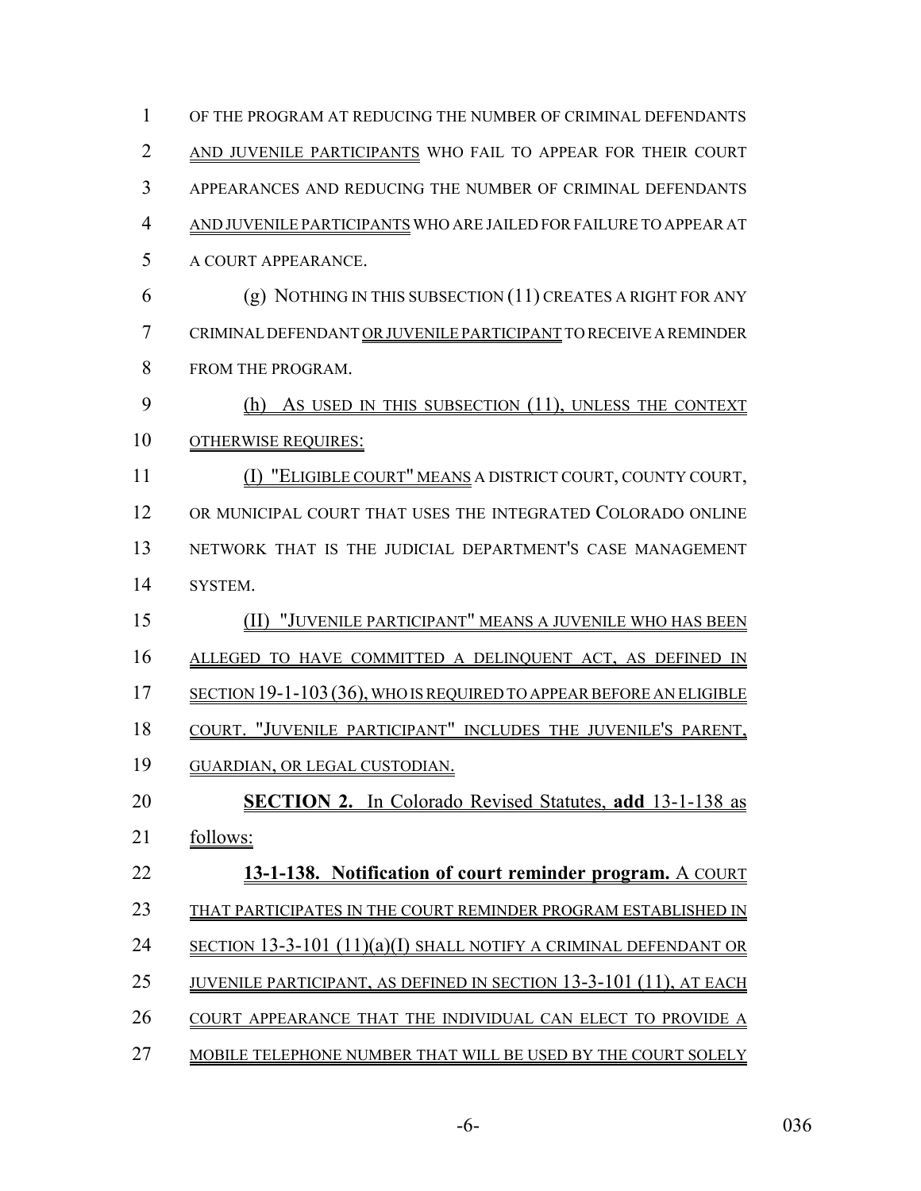OF THE PROGRAM AT REDUCING THE NUMBER OF CRIMINAL DEFENDANTS AND JUVENILE PARTICIPANTS WHO FAIL TO APPEAR FOR THEIR COURT APPEARANCES AND REDUCING THE NUMBER OF CRIMINAL DEFENDANTS AND JUVENILE PARTICIPANTS WHO ARE JAILED FOR FAILURE TO APPEAR AT A COURT APPEARANCE.

(g) NOTHING IN THIS SUBSECTION (11) CREATES A RIGHT FOR ANY CRIMINAL DEFENDANT OR JUVENILE PARTICIPANT TO RECEIVE A REMINDER FROM THE PROGRAM.

(h) AS USED IN THIS SUBSECTION (11), UNLESS THE CONTEXT OTHERWISE REQUIRES:

(I) "ELIGIBLE COURT" MEANS A DISTRICT COURT, COUNTY COURT, OR MUNICIPAL COURT THAT USES THE INTEGRATED COLORADO ONLINE NETWORK THAT IS THE JUDICIAL DEPARTMENT'S CASE MANAGEMENT SYSTEM.

(II) "JUVENILE PARTICIPANT" MEANS A JUVENILE WHO HAS BEEN ALLEGED TO HAVE COMMITTED A DELINQUENT ACT, AS DEFINED IN SECTION 19-1-103 (36), WHO IS REQUIRED TO APPEAR BEFORE AN ELIGIBLE COURT. "JUVENILE PARTICIPANT" INCLUDES THE JUVENILE'S PARENT, GUARDIAN, OR LEGAL CUSTODIAN.

**SECTION 2.** In Colorado Revised Statutes, **add** 13-1-138 as follows:

**13-1-138. Notification of court reminder program.** A COURT THAT PARTICIPATES IN THE COURT REMINDER PROGRAM ESTABLISHED IN SECTION 13-3-101 (11)(a)(I) SHALL NOTIFY A CRIMINAL DEFENDANT OR JUVENILE PARTICIPANT, AS DEFINED IN SECTION 13-3-101 (11), AT EACH COURT APPEARANCE THAT THE INDIVIDUAL CAN ELECT TO PROVIDE A MOBILE TELEPHONE NUMBER THAT WILL BE USED BY THE COURT SOLELY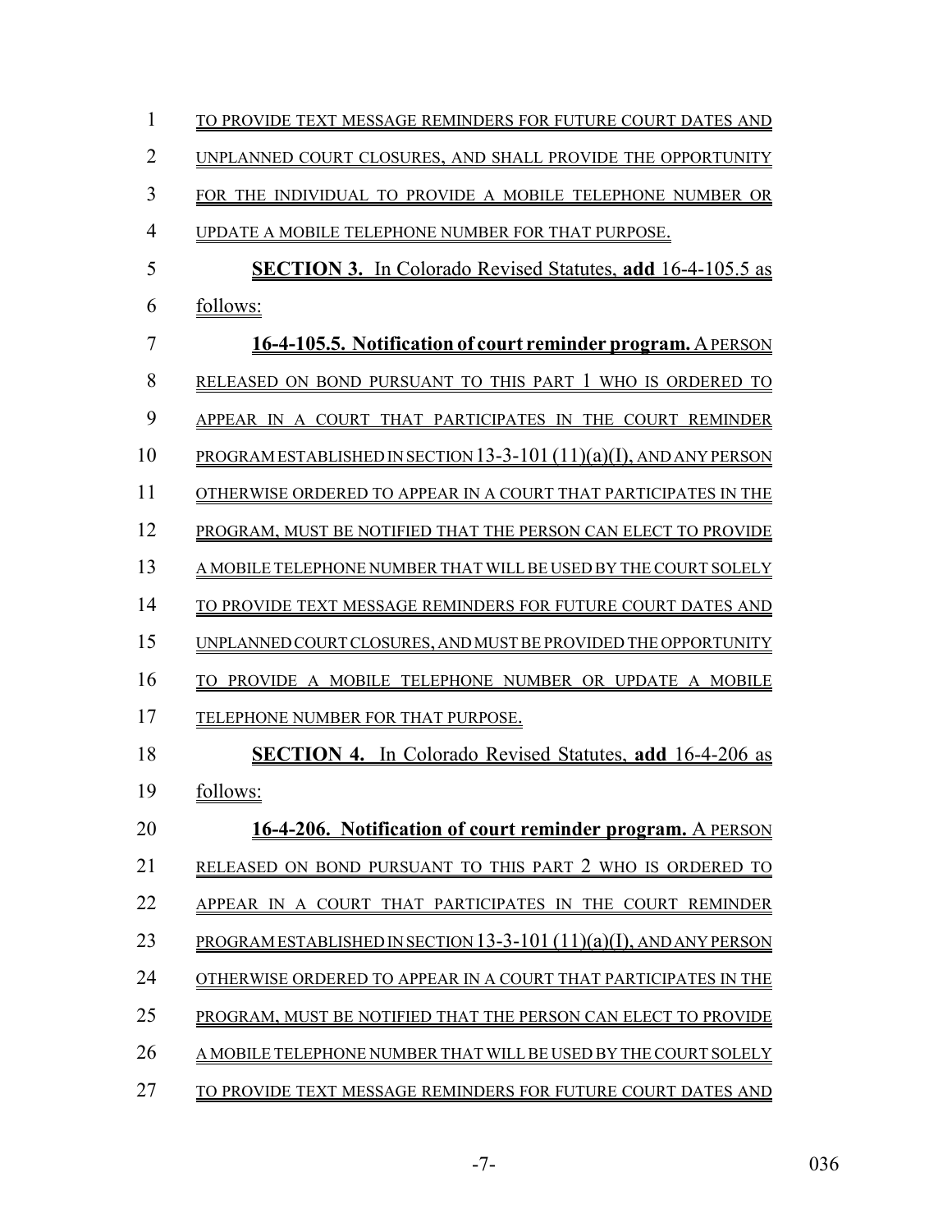TO PROVIDE TEXT MESSAGE REMINDERS FOR FUTURE COURT DATES AND UNPLANNED COURT CLOSURES, AND SHALL PROVIDE THE OPPORTUNITY FOR THE INDIVIDUAL TO PROVIDE A MOBILE TELEPHONE NUMBER OR UPDATE A MOBILE TELEPHONE NUMBER FOR THAT PURPOSE.

**SECTION 3.** In Colorado Revised Statutes, **add** 16-4-105.5 as follows:

**16-4-105.5. Notification of court reminder program.** A PERSON RELEASED ON BOND PURSUANT TO THIS PART 1 WHO IS ORDERED TO APPEAR IN A COURT THAT PARTICIPATES IN THE COURT REMINDER PROGRAM ESTABLISHED IN SECTION 13-3-101 (11)(a)(I), AND ANY PERSON OTHERWISE ORDERED TO APPEAR IN A COURT THAT PARTICIPATES IN THE PROGRAM, MUST BE NOTIFIED THAT THE PERSON CAN ELECT TO PROVIDE A MOBILE TELEPHONE NUMBER THAT WILL BE USED BY THE COURT SOLELY TO PROVIDE TEXT MESSAGE REMINDERS FOR FUTURE COURT DATES AND UNPLANNED COURT CLOSURES, AND MUST BE PROVIDED THE OPPORTUNITY TO PROVIDE A MOBILE TELEPHONE NUMBER OR UPDATE A MOBILE TELEPHONE NUMBER FOR THAT PURPOSE.

**SECTION 4.** In Colorado Revised Statutes, **add** 16-4-206 as follows:

**16-4-206. Notification of court reminder program.** A PERSON RELEASED ON BOND PURSUANT TO THIS PART 2 WHO IS ORDERED TO APPEAR IN A COURT THAT PARTICIPATES IN THE COURT REMINDER PROGRAM ESTABLISHED IN SECTION 13-3-101 (11)(a)(I), AND ANY PERSON OTHERWISE ORDERED TO APPEAR IN A COURT THAT PARTICIPATES IN THE PROGRAM, MUST BE NOTIFIED THAT THE PERSON CAN ELECT TO PROVIDE A MOBILE TELEPHONE NUMBER THAT WILL BE USED BY THE COURT SOLELY TO PROVIDE TEXT MESSAGE REMINDERS FOR FUTURE COURT DATES AND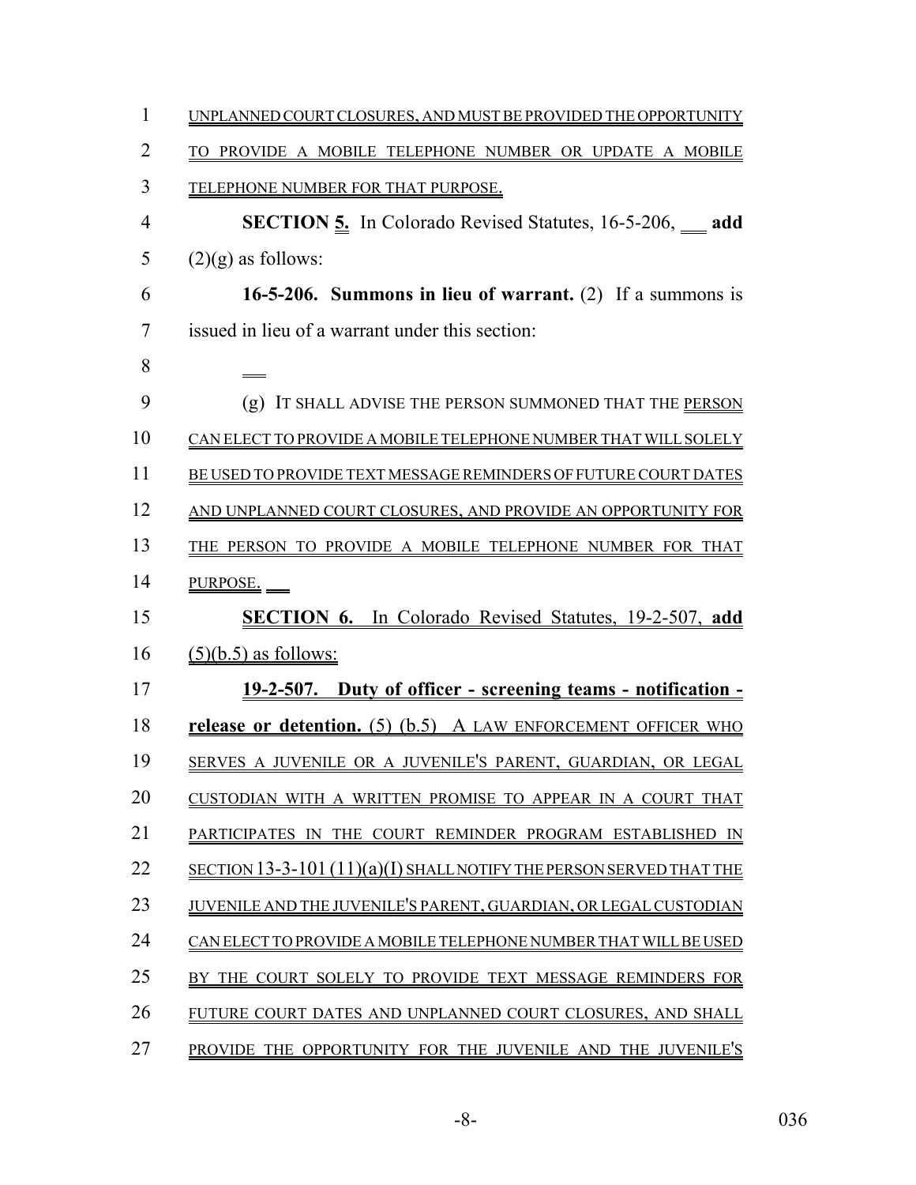UNPLANNED COURT CLOSURES, AND MUST BE PROVIDED THE OPPORTUNITY TO PROVIDE A MOBILE TELEPHONE NUMBER OR UPDATE A MOBILE TELEPHONE NUMBER FOR THAT PURPOSE.

**SECTION 5.** In Colorado Revised Statutes, 16-5-206, **add** (2)(g) as follows:

**16-5-206. Summons in lieu of warrant.** (2) If a summons is issued in lieu of a warrant under this section:

(g) IT SHALL ADVISE THE PERSON SUMMONED THAT THE PERSON CAN ELECT TO PROVIDE A MOBILE TELEPHONE NUMBER THAT WILL SOLELY BE USED TO PROVIDE TEXT MESSAGE REMINDERS OF FUTURE COURT DATES AND UNPLANNED COURT CLOSURES, AND PROVIDE AN OPPORTUNITY FOR THE PERSON TO PROVIDE A MOBILE TELEPHONE NUMBER FOR THAT PURPOSE.

**SECTION 6.** In Colorado Revised Statutes, 19-2-507, **add** (5)(b.5) as follows:

**19-2-507. Duty of officer - screening teams - notification - release or detention.** (5) (b.5) A LAW ENFORCEMENT OFFICER WHO SERVES A JUVENILE OR A JUVENILE'S PARENT, GUARDIAN, OR LEGAL CUSTODIAN WITH A WRITTEN PROMISE TO APPEAR IN A COURT THAT PARTICIPATES IN THE COURT REMINDER PROGRAM ESTABLISHED IN SECTION 13-3-101 (11)(a)(I) SHALL NOTIFY THE PERSON SERVED THAT THE JUVENILE AND THE JUVENILE'S PARENT, GUARDIAN, OR LEGAL CUSTODIAN CAN ELECT TO PROVIDE A MOBILE TELEPHONE NUMBER THAT WILL BE USED BY THE COURT SOLELY TO PROVIDE TEXT MESSAGE REMINDERS FOR FUTURE COURT DATES AND UNPLANNED COURT CLOSURES, AND SHALL PROVIDE THE OPPORTUNITY FOR THE JUVENILE AND THE JUVENILE'S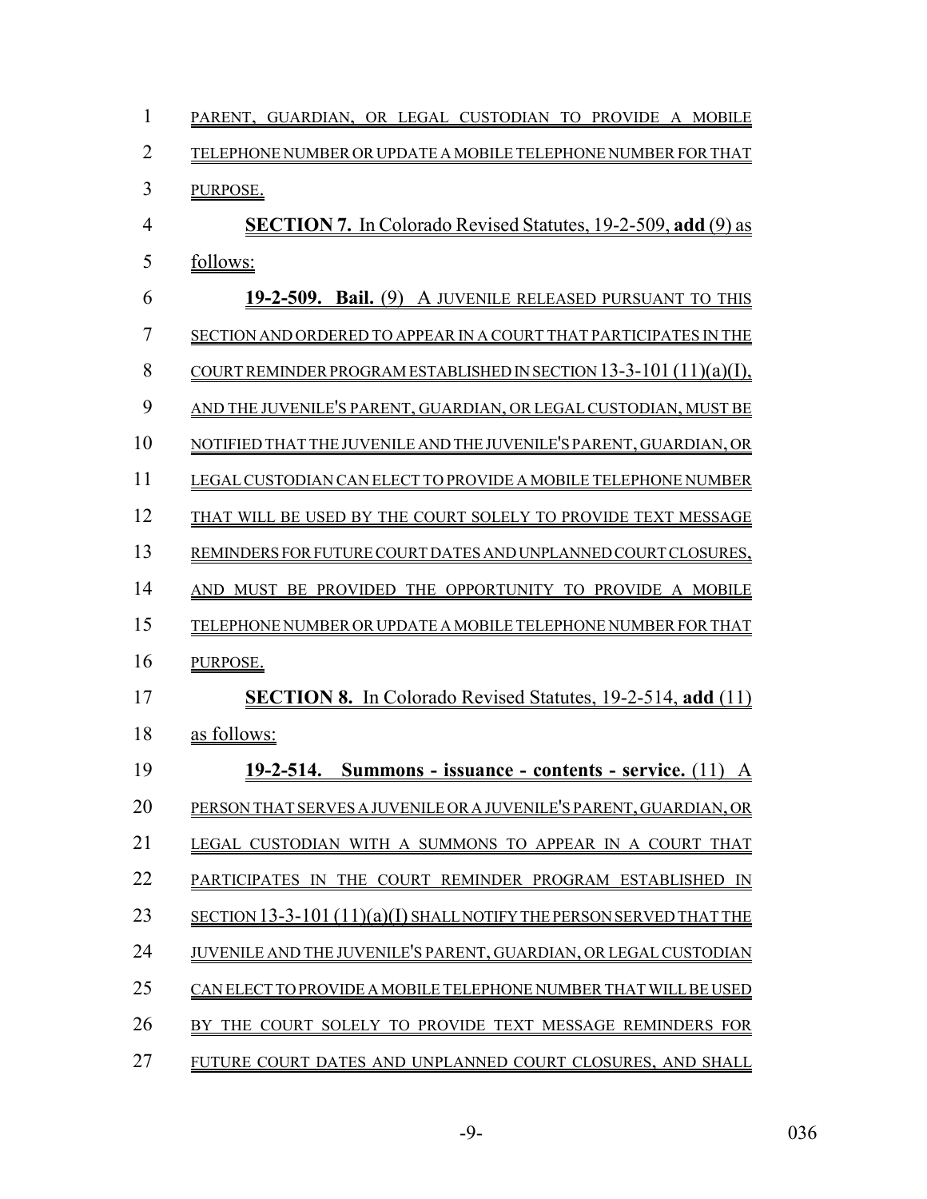PARENT, GUARDIAN, OR LEGAL CUSTODIAN TO PROVIDE A MOBILE TELEPHONE NUMBER OR UPDATE A MOBILE TELEPHONE NUMBER FOR THAT PURPOSE.

**SECTION 7.** In Colorado Revised Statutes, 19-2-509, **add** (9) as follows:

**19-2-509. Bail.** (9) A JUVENILE RELEASED PURSUANT TO THIS SECTION AND ORDERED TO APPEAR IN A COURT THAT PARTICIPATES IN THE COURT REMINDER PROGRAM ESTABLISHED IN SECTION 13-3-101 (11)(a)(I), AND THE JUVENILE'S PARENT, GUARDIAN, OR LEGAL CUSTODIAN, MUST BE NOTIFIED THAT THE JUVENILE AND THE JUVENILE'S PARENT, GUARDIAN, OR LEGAL CUSTODIAN CAN ELECT TO PROVIDE A MOBILE TELEPHONE NUMBER THAT WILL BE USED BY THE COURT SOLELY TO PROVIDE TEXT MESSAGE REMINDERS FOR FUTURE COURT DATES AND UNPLANNED COURT CLOSURES, AND MUST BE PROVIDED THE OPPORTUNITY TO PROVIDE A MOBILE TELEPHONE NUMBER OR UPDATE A MOBILE TELEPHONE NUMBER FOR THAT PURPOSE.

**SECTION 8.** In Colorado Revised Statutes, 19-2-514, **add** (11) as follows:

**19-2-514. Summons - issuance - contents - service.** (11) A PERSON THAT SERVES A JUVENILE OR A JUVENILE'S PARENT, GUARDIAN, OR LEGAL CUSTODIAN WITH A SUMMONS TO APPEAR IN A COURT THAT PARTICIPATES IN THE COURT REMINDER PROGRAM ESTABLISHED IN SECTION 13-3-101 (11)(a)(I) SHALL NOTIFY THE PERSON SERVED THAT THE JUVENILE AND THE JUVENILE'S PARENT, GUARDIAN, OR LEGAL CUSTODIAN CAN ELECT TO PROVIDE A MOBILE TELEPHONE NUMBER THAT WILL BE USED BY THE COURT SOLELY TO PROVIDE TEXT MESSAGE REMINDERS FOR FUTURE COURT DATES AND UNPLANNED COURT CLOSURES, AND SHALL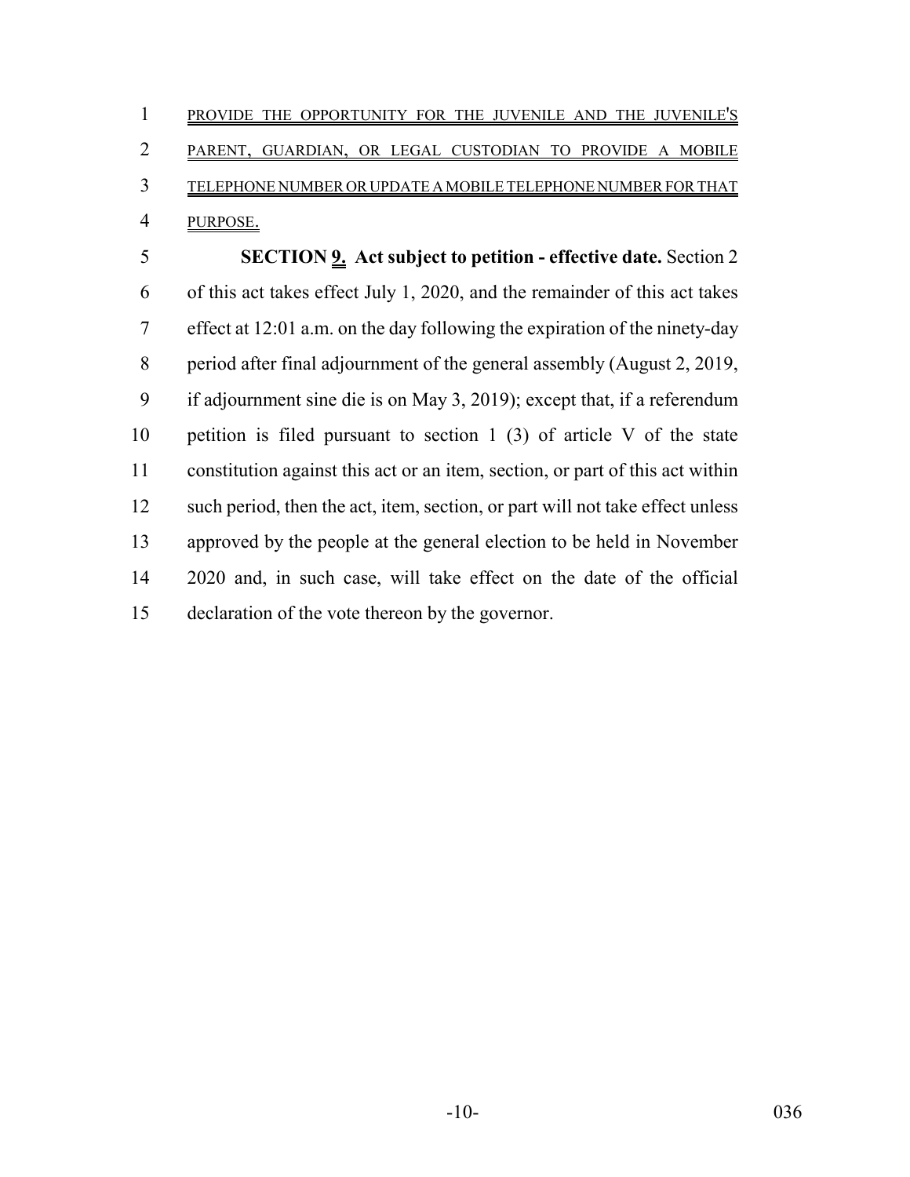PROVIDE THE OPPORTUNITY FOR THE JUVENILE AND THE JUVENILE'S PARENT, GUARDIAN, OR LEGAL CUSTODIAN TO PROVIDE A MOBILE TELEPHONE NUMBER OR UPDATE A MOBILE TELEPHONE NUMBER FOR THAT PURPOSE.

**SECTION 9. Act subject to petition - effective date.** Section 2 of this act takes effect July 1, 2020, and the remainder of this act takes effect at 12:01 a.m. on the day following the expiration of the ninety-day period after final adjournment of the general assembly (August 2, 2019, if adjournment sine die is on May 3, 2019); except that, if a referendum petition is filed pursuant to section 1 (3) of article V of the state constitution against this act or an item, section, or part of this act within such period, then the act, item, section, or part will not take effect unless approved by the people at the general election to be held in November 2020 and, in such case, will take effect on the date of the official declaration of the vote thereon by the governor.